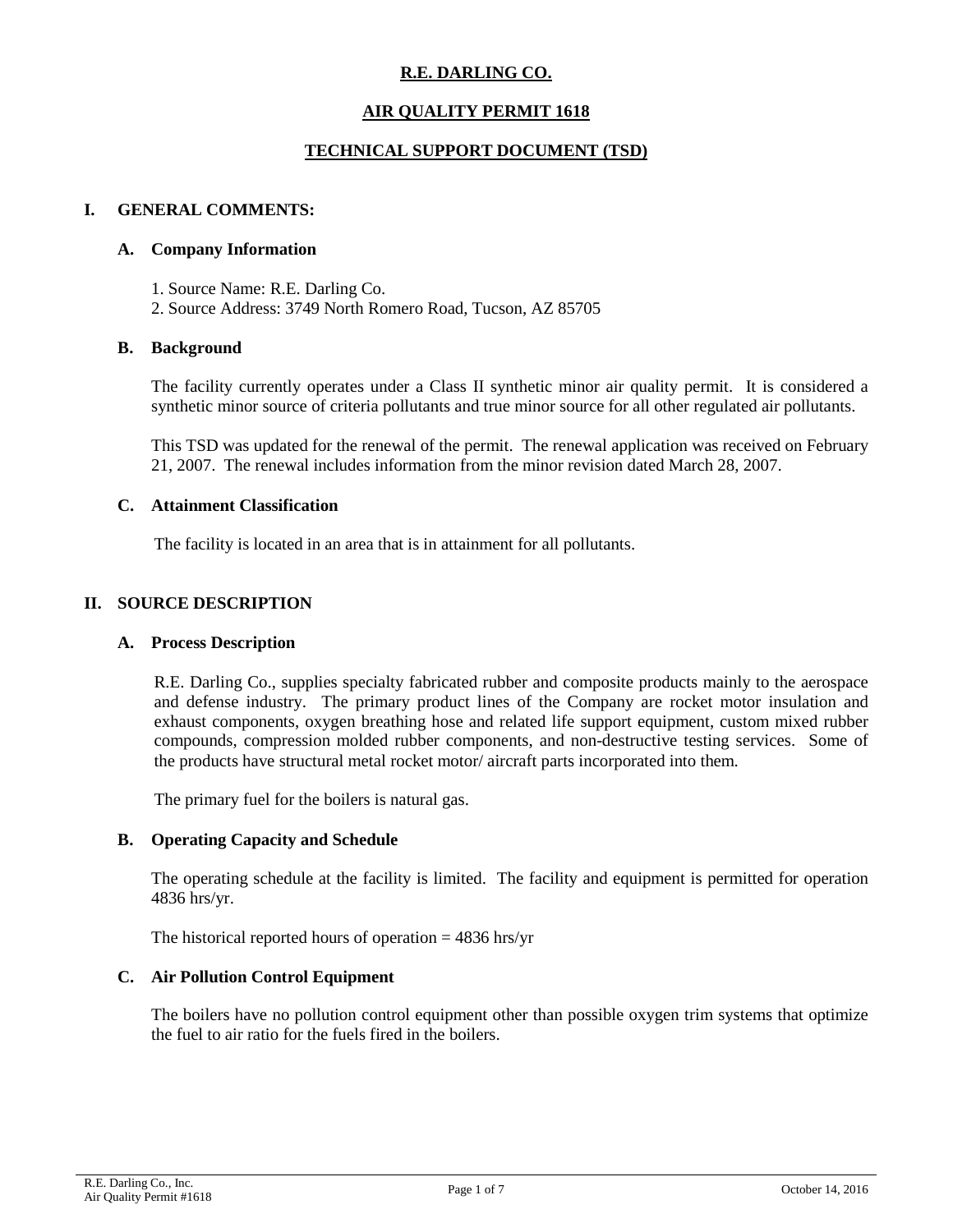# R.E. DARLING CO.

## AIR QUALITY PERMIT 1618

## TECHNICAL SUPPORT DOCUMENT (TSD)

### I. GENERAL COMMENTS:

#### A. Company Information

1. Source Name: R.E. Darling Co.
2. Source Address: 3749 North Romero Road, Tucson, AZ 85705

#### B. Background

The facility currently operates under a Class II synthetic minor air quality permit. It is considered a synthetic minor source of criteria pollutants and true minor source for all other regulated air pollutants.

This TSD was updated for the renewal of the permit. The renewal application was received on February 21, 2007. The renewal includes information from the minor revision dated March 28, 2007.

#### C. Attainment Classification

The facility is located in an area that is in attainment for all pollutants.

### II. SOURCE DESCRIPTION

#### A. Process Description

R.E. Darling Co., supplies specialty fabricated rubber and composite products mainly to the aerospace and defense industry. The primary product lines of the Company are rocket motor insulation and exhaust components, oxygen breathing hose and related life support equipment, custom mixed rubber compounds, compression molded rubber components, and non-destructive testing services. Some of the products have structural metal rocket motor/ aircraft parts incorporated into them.

The primary fuel for the boilers is natural gas.

#### B. Operating Capacity and Schedule

The operating schedule at the facility is limited. The facility and equipment is permitted for operation 4836 hrs/yr.

The historical reported hours of operation = 4836 hrs/yr

#### C. Air Pollution Control Equipment

The boilers have no pollution control equipment other than possible oxygen trim systems that optimize the fuel to air ratio for the fuels fired in the boilers.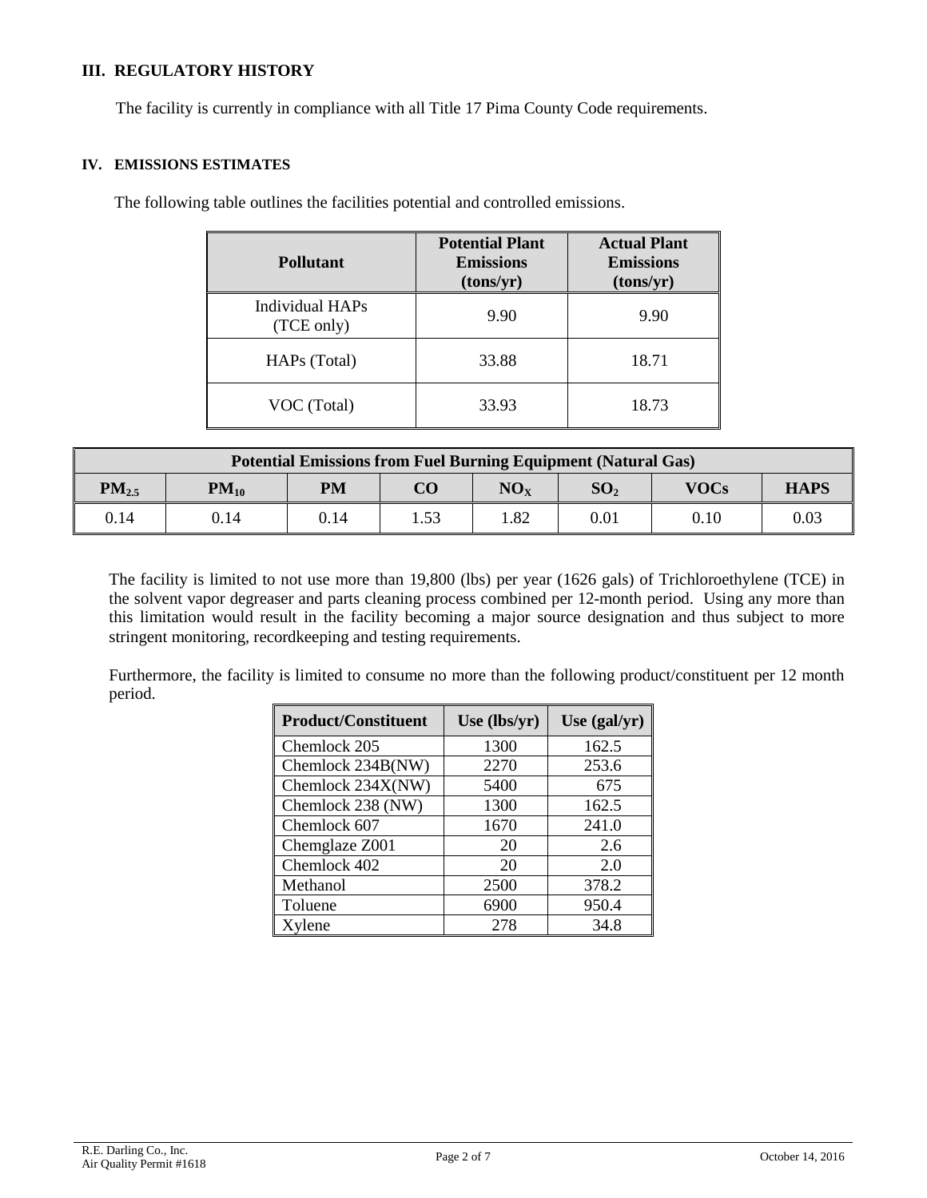## III. REGULATORY HISTORY

The facility is currently in compliance with all Title 17 Pima County Code requirements.

## IV. EMISSIONS ESTIMATES

The following table outlines the facilities potential and controlled emissions.

| Pollutant | Potential Plant Emissions (tons/yr) | Actual Plant Emissions (tons/yr) |
|---|---|---|
| Individual HAPs (TCE only) | 9.90 | 9.90 |
| HAPs (Total) | 33.88 | 18.71 |
| VOC (Total) | 33.93 | 18.73 |

| Potential Emissions from Fuel Burning Equipment (Natural Gas) | | | | | | | |
|---|---|---|---|---|---|---|---|
| $PM_{2.5}$ | $PM_{10}$ | PM | CO | $NO_X$ | $SO_2$ | VOCs | HAPS |
| 0.14 | 0.14 | 0.14 | 1.53 | 1.82 | 0.01 | 0.10 | 0.03 |

The facility is limited to not use more than 19,800 (lbs) per year (1626 gals) of Trichloroethylene (TCE) in the solvent vapor degreaser and parts cleaning process combined per 12-month period. Using any more than this limitation would result in the facility becoming a major source designation and thus subject to more stringent monitoring, recordkeeping and testing requirements.

Furthermore, the facility is limited to consume no more than the following product/constituent per 12 month period.

| Product/Constituent | Use (lbs/yr) | Use (gal/yr) |
|---|---|---|
| Chemlock 205 | 1300 | 162.5 |
| Chemlock 234B(NW) | 2270 | 253.6 |
| Chemlock 234X(NW) | 5400 | 675 |
| Chemlock 238 (NW) | 1300 | 162.5 |
| Chemlock 607 | 1670 | 241.0 |
| Chemglaze Z001 | 20 | 2.6 |
| Chemlock 402 | 20 | 2.0 |
| Methanol | 2500 | 378.2 |
| Toluene | 6900 | 950.4 |
| Xylene | 278 | 34.8 |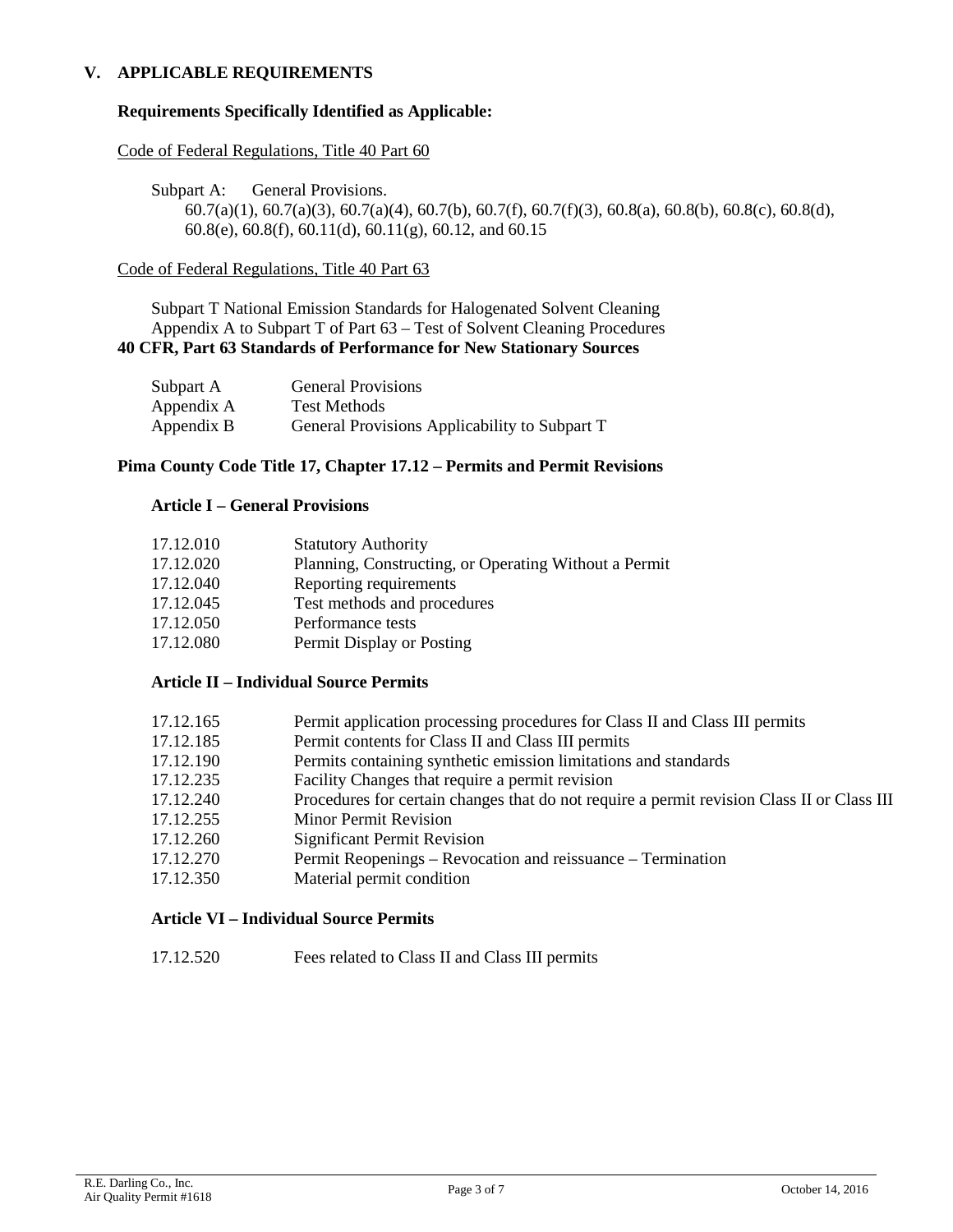## V. APPLICABLE REQUIREMENTS

**Requirements Specifically Identified as Applicable:**

Code of Federal Regulations, Title 40 Part 60

Subpart A: General Provisions.
60.7(a)(1), 60.7(a)(3), 60.7(a)(4), 60.7(b), 60.7(f), 60.7(f)(3), 60.8(a), 60.8(b), 60.8(c), 60.8(d), 60.8(e), 60.8(f), 60.11(d), 60.11(g), 60.12, and 60.15

Code of Federal Regulations, Title 40 Part 63

Subpart T National Emission Standards for Halogenated Solvent Cleaning
Appendix A to Subpart T of Part 63 – Test of Solvent Cleaning Procedures

**40 CFR, Part 63 Standards of Performance for New Stationary Sources**

| | |
|---|---|
| Subpart A | General Provisions |
| Appendix A | Test Methods |
| Appendix B | General Provisions Applicability to Subpart T |

**Pima County Code Title 17, Chapter 17.12 – Permits and Permit Revisions**

**Article I – General Provisions**

| | |
|---|---|
| 17.12.010 | Statutory Authority |
| 17.12.020 | Planning, Constructing, or Operating Without a Permit |
| 17.12.040 | Reporting requirements |
| 17.12.045 | Test methods and procedures |
| 17.12.050 | Performance tests |
| 17.12.080 | Permit Display or Posting |

**Article II – Individual Source Permits**

| | |
|---|---|
| 17.12.165 | Permit application processing procedures for Class II and Class III permits |
| 17.12.185 | Permit contents for Class II and Class III permits |
| 17.12.190 | Permits containing synthetic emission limitations and standards |
| 17.12.235 | Facility Changes that require a permit revision |
| 17.12.240 | Procedures for certain changes that do not require a permit revision Class II or Class III |
| 17.12.255 | Minor Permit Revision |
| 17.12.260 | Significant Permit Revision |
| 17.12.270 | Permit Reopenings – Revocation and reissuance – Termination |
| 17.12.350 | Material permit condition |

**Article VI – Individual Source Permits**

| | |
|---|---|
| 17.12.520 | Fees related to Class II and Class III permits |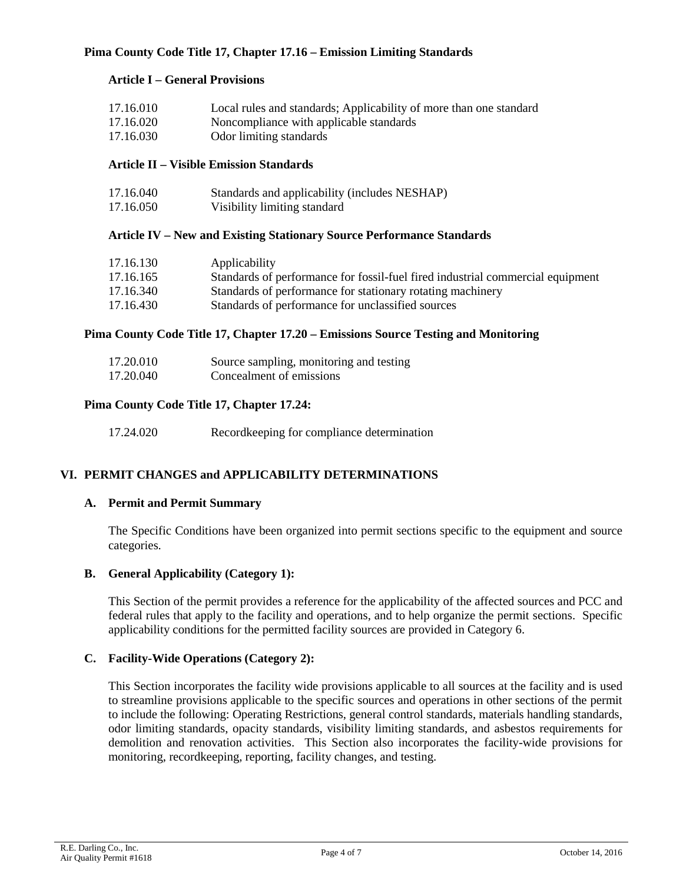**Pima County Code Title 17, Chapter 17.16 – Emission Limiting Standards**

**Article I – General Provisions**

| | |
|---|---|
| 17.16.010 | Local rules and standards; Applicability of more than one standard |
| 17.16.020 | Noncompliance with applicable standards |
| 17.16.030 | Odor limiting standards |

**Article II – Visible Emission Standards**

| | |
|---|---|
| 17.16.040 | Standards and applicability (includes NESHAP) |
| 17.16.050 | Visibility limiting standard |

**Article IV – New and Existing Stationary Source Performance Standards**

| | |
|---|---|
| 17.16.130 | Applicability |
| 17.16.165 | Standards of performance for fossil-fuel fired industrial commercial equipment |
| 17.16.340 | Standards of performance for stationary rotating machinery |
| 17.16.430 | Standards of performance for unclassified sources |

**Pima County Code Title 17, Chapter 17.20 – Emissions Source Testing and Monitoring**

| | |
|---|---|
| 17.20.010 | Source sampling, monitoring and testing |
| 17.20.040 | Concealment of emissions |

**Pima County Code Title 17, Chapter 17.24:**

| | |
|---|---|
| 17.24.020 | Recordkeeping for compliance determination |

## VI. PERMIT CHANGES and APPLICABILITY DETERMINATIONS

### A. Permit and Permit Summary

The Specific Conditions have been organized into permit sections specific to the equipment and source categories.

### B. General Applicability (Category 1):

This Section of the permit provides a reference for the applicability of the affected sources and PCC and federal rules that apply to the facility and operations, and to help organize the permit sections. Specific applicability conditions for the permitted facility sources are provided in Category 6.

### C. Facility-Wide Operations (Category 2):

This Section incorporates the facility wide provisions applicable to all sources at the facility and is used to streamline provisions applicable to the specific sources and operations in other sections of the permit to include the following: Operating Restrictions, general control standards, materials handling standards, odor limiting standards, opacity standards, visibility limiting standards, and asbestos requirements for demolition and renovation activities. This Section also incorporates the facility-wide provisions for monitoring, recordkeeping, reporting, facility changes, and testing.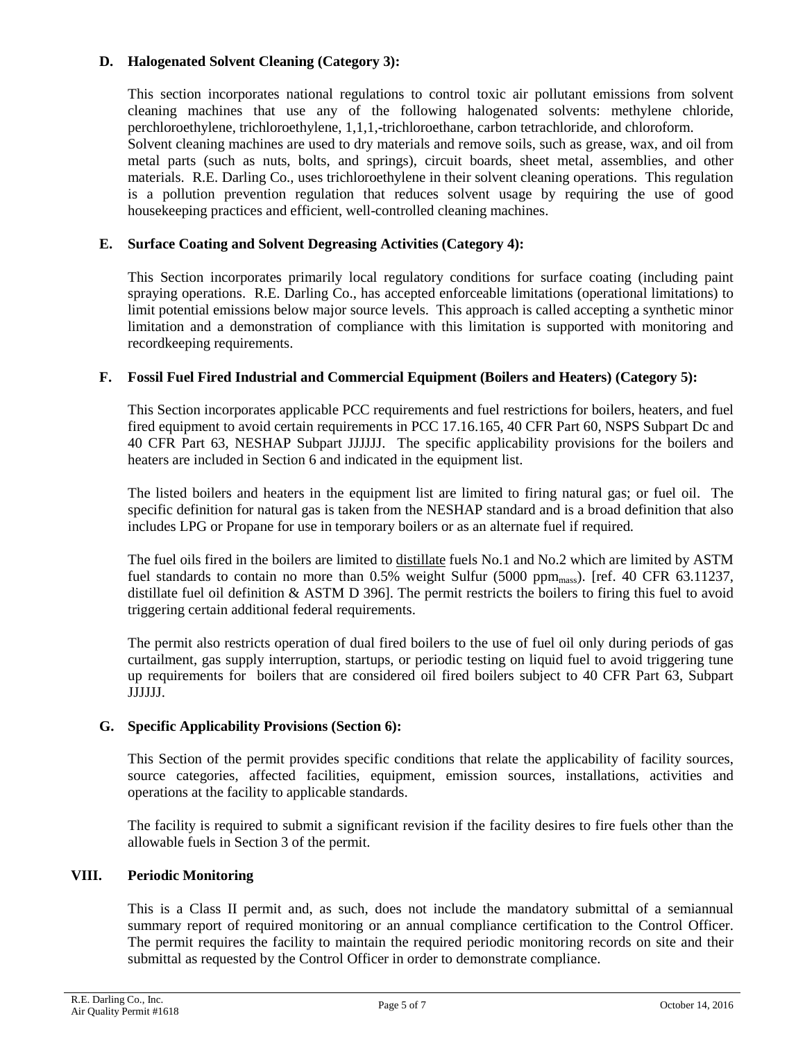### D. Halogenated Solvent Cleaning (Category 3):

This section incorporates national regulations to control toxic air pollutant emissions from solvent cleaning machines that use any of the following halogenated solvents: methylene chloride, perchloroethylene, trichloroethylene, 1,1,1,-trichloroethane, carbon tetrachloride, and chloroform. Solvent cleaning machines are used to dry materials and remove soils, such as grease, wax, and oil from metal parts (such as nuts, bolts, and springs), circuit boards, sheet metal, assemblies, and other materials. R.E. Darling Co., uses trichloroethylene in their solvent cleaning operations. This regulation is a pollution prevention regulation that reduces solvent usage by requiring the use of good housekeeping practices and efficient, well-controlled cleaning machines.

### E. Surface Coating and Solvent Degreasing Activities (Category 4):

This Section incorporates primarily local regulatory conditions for surface coating (including paint spraying operations. R.E. Darling Co., has accepted enforceable limitations (operational limitations) to limit potential emissions below major source levels. This approach is called accepting a synthetic minor limitation and a demonstration of compliance with this limitation is supported with monitoring and recordkeeping requirements.

### F. Fossil Fuel Fired Industrial and Commercial Equipment (Boilers and Heaters) (Category 5):

This Section incorporates applicable PCC requirements and fuel restrictions for boilers, heaters, and fuel fired equipment to avoid certain requirements in PCC 17.16.165, 40 CFR Part 60, NSPS Subpart Dc and 40 CFR Part 63, NESHAP Subpart JJJJJJ. The specific applicability provisions for the boilers and heaters are included in Section 6 and indicated in the equipment list.

The listed boilers and heaters in the equipment list are limited to firing natural gas; or fuel oil. The specific definition for natural gas is taken from the NESHAP standard and is a broad definition that also includes LPG or Propane for use in temporary boilers or as an alternate fuel if required.

The fuel oils fired in the boilers are limited to distillate fuels No.1 and No.2 which are limited by ASTM fuel standards to contain no more than 0.5% weight Sulfur (5000 $ppm_{mass}$). [ref. 40 CFR 63.11237, distillate fuel oil definition & ASTM D 396]. The permit restricts the boilers to firing this fuel to avoid triggering certain additional federal requirements.

The permit also restricts operation of dual fired boilers to the use of fuel oil only during periods of gas curtailment, gas supply interruption, startups, or periodic testing on liquid fuel to avoid triggering tune up requirements for boilers that are considered oil fired boilers subject to 40 CFR Part 63, Subpart JJJJJJ.

### G. Specific Applicability Provisions (Section 6):

This Section of the permit provides specific conditions that relate the applicability of facility sources, source categories, affected facilities, equipment, emission sources, installations, activities and operations at the facility to applicable standards.

The facility is required to submit a significant revision if the facility desires to fire fuels other than the allowable fuels in Section 3 of the permit.

## VIII. Periodic Monitoring

This is a Class II permit and, as such, does not include the mandatory submittal of a semiannual summary report of required monitoring or an annual compliance certification to the Control Officer. The permit requires the facility to maintain the required periodic monitoring records on site and their submittal as requested by the Control Officer in order to demonstrate compliance.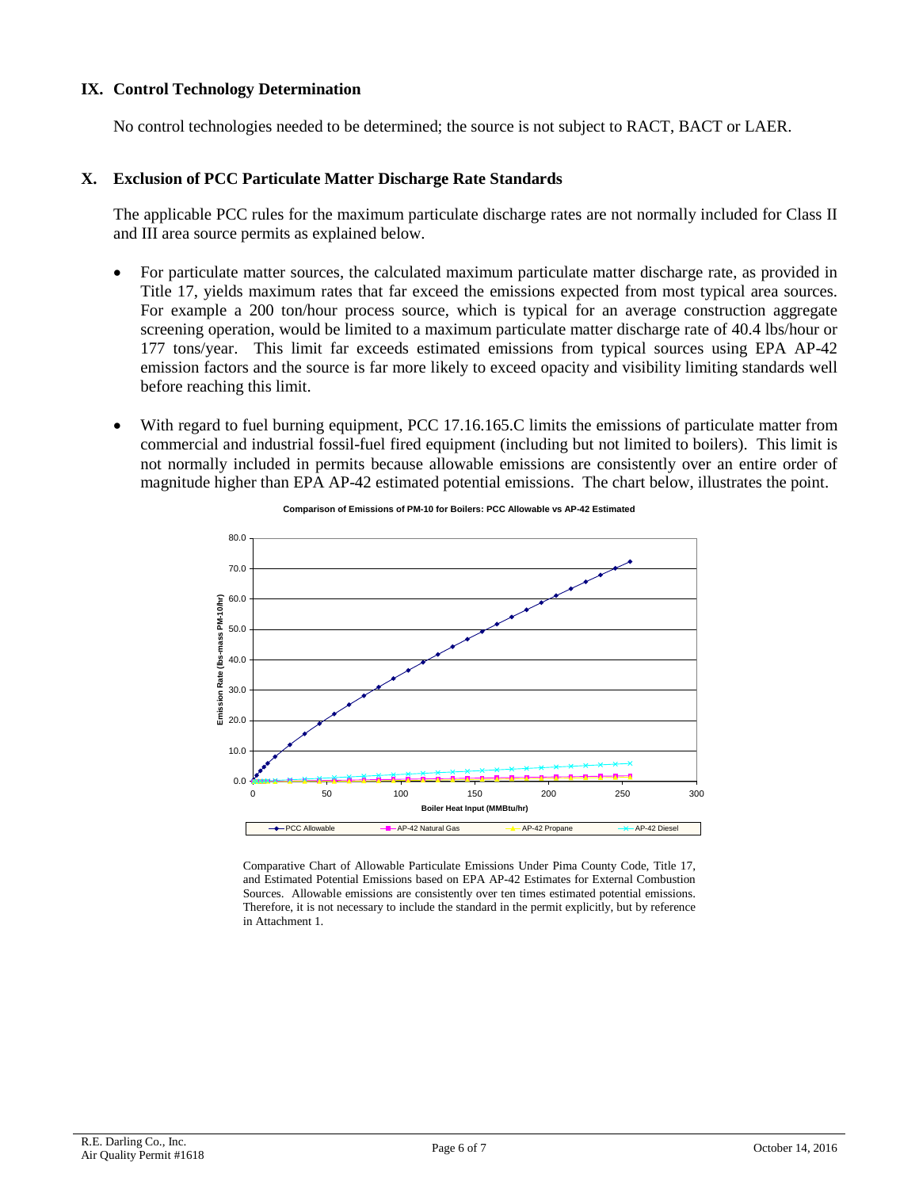## IX. Control Technology Determination

No control technologies needed to be determined; the source is not subject to RACT, BACT or LAER.

## X. Exclusion of PCC Particulate Matter Discharge Rate Standards

The applicable PCC rules for the maximum particulate discharge rates are not normally included for Class II and III area source permits as explained below.

- For particulate matter sources, the calculated maximum particulate matter discharge rate, as provided in Title 17, yields maximum rates that far exceed the emissions expected from most typical area sources. For example a 200 ton/hour process source, which is typical for an average construction aggregate screening operation, would be limited to a maximum particulate matter discharge rate of 40.4 lbs/hour or 177 tons/year. This limit far exceeds estimated emissions from typical sources using EPA AP-42 emission factors and the source is far more likely to exceed opacity and visibility limiting standards well before reaching this limit.

- With regard to fuel burning equipment, PCC 17.16.165.C limits the emissions of particulate matter from commercial and industrial fossil-fuel fired equipment (including but not limited to boilers). This limit is not normally included in permits because allowable emissions are consistently over an entire order of magnitude higher than EPA AP-42 estimated potential emissions. The chart below, illustrates the point.

**Comparison of Emissions of PM-10 for Boilers: PCC Allowable vs AP-42 Estimated**

Comparative Chart of Allowable Particulate Emissions Under Pima County Code, Title 17, and Estimated Potential Emissions based on EPA AP-42 Estimates for External Combustion Sources. Allowable emissions are consistently over ten times estimated potential emissions. Therefore, it is not necessary to include the standard in the permit explicitly, but by reference in Attachment 1.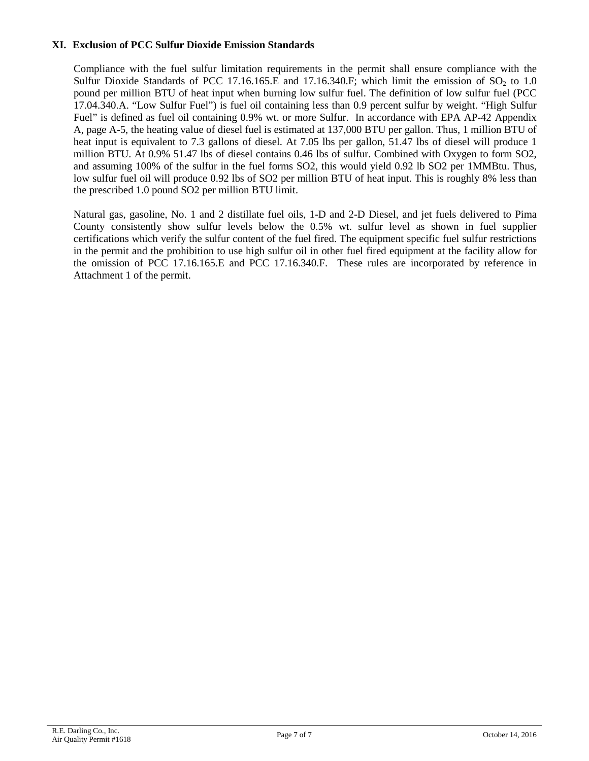## XI. Exclusion of PCC Sulfur Dioxide Emission Standards

Compliance with the fuel sulfur limitation requirements in the permit shall ensure compliance with the Sulfur Dioxide Standards of PCC 17.16.165.E and 17.16.340.F; which limit the emission of $SO_2$ to 1.0 pound per million BTU of heat input when burning low sulfur fuel. The definition of low sulfur fuel (PCC 17.04.340.A. "Low Sulfur Fuel") is fuel oil containing less than 0.9 percent sulfur by weight. "High Sulfur Fuel" is defined as fuel oil containing 0.9% wt. or more Sulfur. In accordance with EPA AP-42 Appendix A, page A-5, the heating value of diesel fuel is estimated at 137,000 BTU per gallon. Thus, 1 million BTU of heat input is equivalent to 7.3 gallons of diesel. At 7.05 lbs per gallon, 51.47 lbs of diesel will produce 1 million BTU. At 0.9% 51.47 lbs of diesel contains 0.46 lbs of sulfur. Combined with Oxygen to form SO2, and assuming 100% of the sulfur in the fuel forms SO2, this would yield 0.92 lb SO2 per 1MMBtu. Thus, low sulfur fuel oil will produce 0.92 lbs of SO2 per million BTU of heat input. This is roughly 8% less than the prescribed 1.0 pound SO2 per million BTU limit.

Natural gas, gasoline, No. 1 and 2 distillate fuel oils, 1-D and 2-D Diesel, and jet fuels delivered to Pima County consistently show sulfur levels below the 0.5% wt. sulfur level as shown in fuel supplier certifications which verify the sulfur content of the fuel fired. The equipment specific fuel sulfur restrictions in the permit and the prohibition to use high sulfur oil in other fuel fired equipment at the facility allow for the omission of PCC 17.16.165.E and PCC 17.16.340.F. These rules are incorporated by reference in Attachment 1 of the permit.